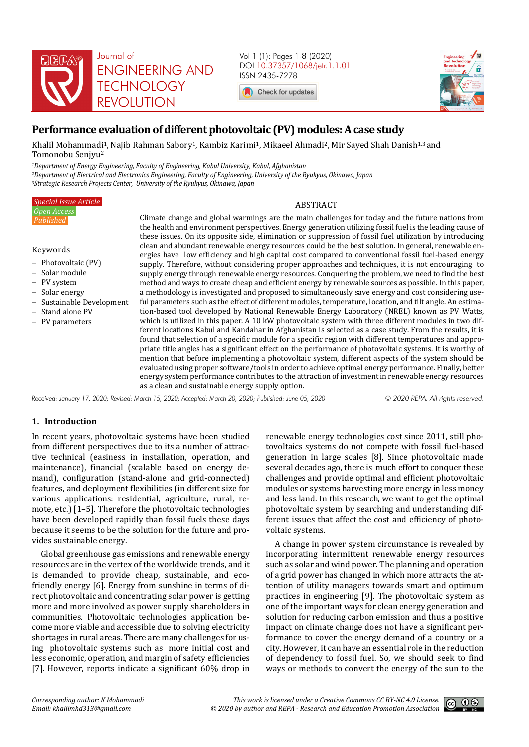Journal of ENGINEERING AND TECHNOLOGY REVOLUTION

Vol 1 (1): Pages 1-8 (2020)
DOI 10.37357/1068/jetr.1.1.01
ISSN 2435-7278

# Performance evaluation of different photovoltaic (PV) modules: A case study

Khalil Mohammadi[1], Najib Rahman Sabory[1], Kambiz Karimi[1], Mikaeel Ahmadi[2], Mir Sayed Shah Danish[1,3] and Tomonobu Senjyu[2]

[1]*Department of Energy Engineering, Faculty of Engineering, Kabul University, Kabul, Afghanistan*
[2]*Department of Electrical and Electronics Engineering, Faculty of Engineering, University of the Ryukyus, Okinawa, Japan*
[3]*Strategic Research Projects Center, University of the Ryukyus, Okinawa, Japan*

*Special Issue Article*
*Open Access*
*Published*

Keywords

- Photovoltaic (PV)
- Solar module
- PV system
- Solar energy
- Sustainable Development
- Stand alone PV
- PV parameters

## ABSTRACT

Climate change and global warmings are the main challenges for today and the future nations from the health and environment perspectives. Energy generation utilizing fossil fuel is the leading cause of these issues. On its opposite side, elimination or suppression of fossil fuel utilization by introducing clean and abundant renewable energy resources could be the best solution. In general, renewable energies have low efficiency and high capital cost compared to conventional fossil fuel-based energy supply. Therefore, without considering proper approaches and techniques, it is not encouraging to supply energy through renewable energy resources. Conquering the problem, we need to find the best method and ways to create cheap and efficient energy by renewable sources as possible. In this paper, a methodology is investigated and proposed to simultaneously save energy and cost considering useful parameters such as the effect of different modules, temperature, location, and tilt angle. An estimation-based tool developed by National Renewable Energy Laboratory (NREL) known as PV Watts, which is utilized in this paper. A 10 kW photovoltaic system with three different modules in two different locations Kabul and Kandahar in Afghanistan is selected as a case study. From the results, it is found that selection of a specific module for a specific region with different temperatures and appropriate title angles has a significant effect on the performance of photovoltaic systems. It is worthy of mention that before implementing a photovoltaic system, different aspects of the system should be evaluated using proper software/tools in order to achieve optimal energy performance. Finally, better energy system performance contributes to the attraction of investment in renewable energy resources as a clean and sustainable energy supply option.

*Received: January 17, 2020; Revised: March 15, 2020; Accepted: March 20, 2020; Published: June 05, 2020*                © 2020 REPA. All rights reserved.

## 1. Introduction

In recent years, photovoltaic systems have been studied from different perspectives due to its a number of attractive technical (easiness in installation, operation, and maintenance), financial (scalable based on energy demand), configuration (stand-alone and grid-connected) features, and deployment flexibilities (in different size for various applications: residential, agriculture, rural, remote, etc.) [1–5]. Therefore the photovoltaic technologies have been developed rapidly than fossil fuels these days because it seems to be the solution for the future and provides sustainable energy.

Global greenhouse gas emissions and renewable energy resources are in the vertex of the worldwide trends, and it is demanded to provide cheap, sustainable, and eco-friendly energy [6]. Energy from sunshine in terms of direct photovoltaic and concentrating solar power is getting more and more involved as power supply shareholders in communities. Photovoltaic technologies application become more viable and accessible due to solving electricity shortages in rural areas. There are many challenges for using photovoltaic systems such as more initial cost and less economic, operation, and margin of safety efficiencies [7]. However, reports indicate a significant 60% drop in renewable energy technologies cost since 2011, still photovoltaics systems do not compete with fossil fuel-based generation in large scales [8]. Since photovoltaic made several decades ago, there is much effort to conquer these challenges and provide optimal and efficient photovoltaic modules or systems harvesting more energy in less money and less land. In this research, we want to get the optimal photovoltaic system by searching and understanding different issues that affect the cost and efficiency of photovoltaic systems.

A change in power system circumstance is revealed by incorporating intermittent renewable energy resources such as solar and wind power. The planning and operation of a grid power has changed in which more attracts the attention of utility managers towards smart and optimum practices in engineering [9]. The photovoltaic system as one of the important ways for clean energy generation and solution for reducing carbon emission and thus a positive impact on climate change does not have a significant performance to cover the energy demand of a country or a city. However, it can have an essential role in the reduction of dependency to fossil fuel. So, we should seek to find ways or methods to convert the energy of the sun to the

*Corresponding author: K Mohammadi*
*Email: khalilmhd313@gmail.com*

*This work is licensed under a Creative Commons CC BY-NC 4.0 License.*
*© 2020 by author and REPA - Research and Education Promotion Association*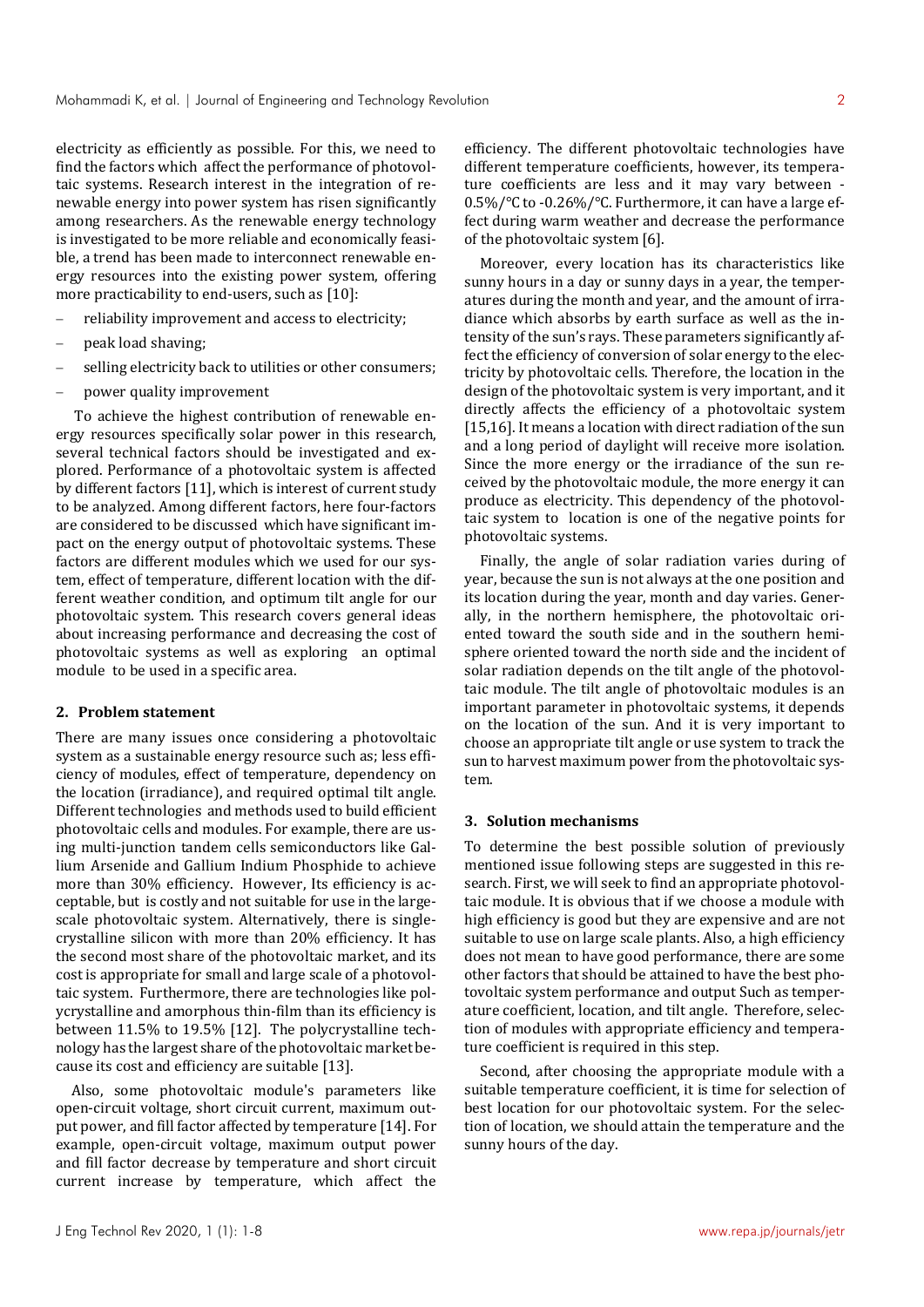electricity as efficiently as possible. For this, we need to find the factors which affect the performance of photovoltaic systems. Research interest in the integration of renewable energy into power system has risen significantly among researchers. As the renewable energy technology is investigated to be more reliable and economically feasible, a trend has been made to interconnect renewable energy resources into the existing power system, offering more practicability to end-users, such as [10]:

- reliability improvement and access to electricity;
- peak load shaving;
- selling electricity back to utilities or other consumers;
- power quality improvement

To achieve the highest contribution of renewable energy resources specifically solar power in this research, several technical factors should be investigated and explored. Performance of a photovoltaic system is affected by different factors [11], which is interest of current study to be analyzed. Among different factors, here four-factors are considered to be discussed which have significant impact on the energy output of photovoltaic systems. These factors are different modules which we used for our system, effect of temperature, different location with the different weather condition, and optimum tilt angle for our photovoltaic system. This research covers general ideas about increasing performance and decreasing the cost of photovoltaic systems as well as exploring an optimal module to be used in a specific area.

## 2. Problem statement

There are many issues once considering a photovoltaic system as a sustainable energy resource such as; less efficiency of modules, effect of temperature, dependency on the location (irradiance), and required optimal tilt angle. Different technologies and methods used to build efficient photovoltaic cells and modules. For example, there are using multi-junction tandem cells semiconductors like Gallium Arsenide and Gallium Indium Phosphide to achieve more than 30% efficiency. However, Its efficiency is acceptable, but is costly and not suitable for use in the large-scale photovoltaic system. Alternatively, there is single-crystalline silicon with more than 20% efficiency. It has the second most share of the photovoltaic market, and its cost is appropriate for small and large scale of a photovoltaic system. Furthermore, there are technologies like polycrystalline and amorphous thin-film than its efficiency is between 11.5% to 19.5% [12]. The polycrystalline technology has the largest share of the photovoltaic market because its cost and efficiency are suitable [13].

Also, some photovoltaic module's parameters like open-circuit voltage, short circuit current, maximum output power, and fill factor affected by temperature [14]. For example, open-circuit voltage, maximum output power and fill factor decrease by temperature and short circuit current increase by temperature, which affect the efficiency. The different photovoltaic technologies have different temperature coefficients, however, its temperature coefficients are less and it may vary between -0.5%/°C to -0.26%/°C. Furthermore, it can have a large effect during warm weather and decrease the performance of the photovoltaic system [6].

Moreover, every location has its characteristics like sunny hours in a day or sunny days in a year, the temperatures during the month and year, and the amount of irradiance which absorbs by earth surface as well as the intensity of the sun's rays. These parameters significantly affect the efficiency of conversion of solar energy to the electricity by photovoltaic cells. Therefore, the location in the design of the photovoltaic system is very important, and it directly affects the efficiency of a photovoltaic system [15,16]. It means a location with direct radiation of the sun and a long period of daylight will receive more isolation. Since the more energy or the irradiance of the sun received by the photovoltaic module, the more energy it can produce as electricity. This dependency of the photovoltaic system to location is one of the negative points for photovoltaic systems.

Finally, the angle of solar radiation varies during of year, because the sun is not always at the one position and its location during the year, month and day varies. Generally, in the northern hemisphere, the photovoltaic oriented toward the south side and in the southern hemisphere oriented toward the north side and the incident of solar radiation depends on the tilt angle of the photovoltaic module. The tilt angle of photovoltaic modules is an important parameter in photovoltaic systems, it depends on the location of the sun. And it is very important to choose an appropriate tilt angle or use system to track the sun to harvest maximum power from the photovoltaic system.

## 3. Solution mechanisms

To determine the best possible solution of previously mentioned issue following steps are suggested in this research. First, we will seek to find an appropriate photovoltaic module. It is obvious that if we choose a module with high efficiency is good but they are expensive and are not suitable to use on large scale plants. Also, a high efficiency does not mean to have good performance, there are some other factors that should be attained to have the best photovoltaic system performance and output Such as temperature coefficient, location, and tilt angle. Therefore, selection of modules with appropriate efficiency and temperature coefficient is required in this step.

Second, after choosing the appropriate module with a suitable temperature coefficient, it is time for selection of best location for our photovoltaic system. For the selection of location, we should attain the temperature and the sunny hours of the day.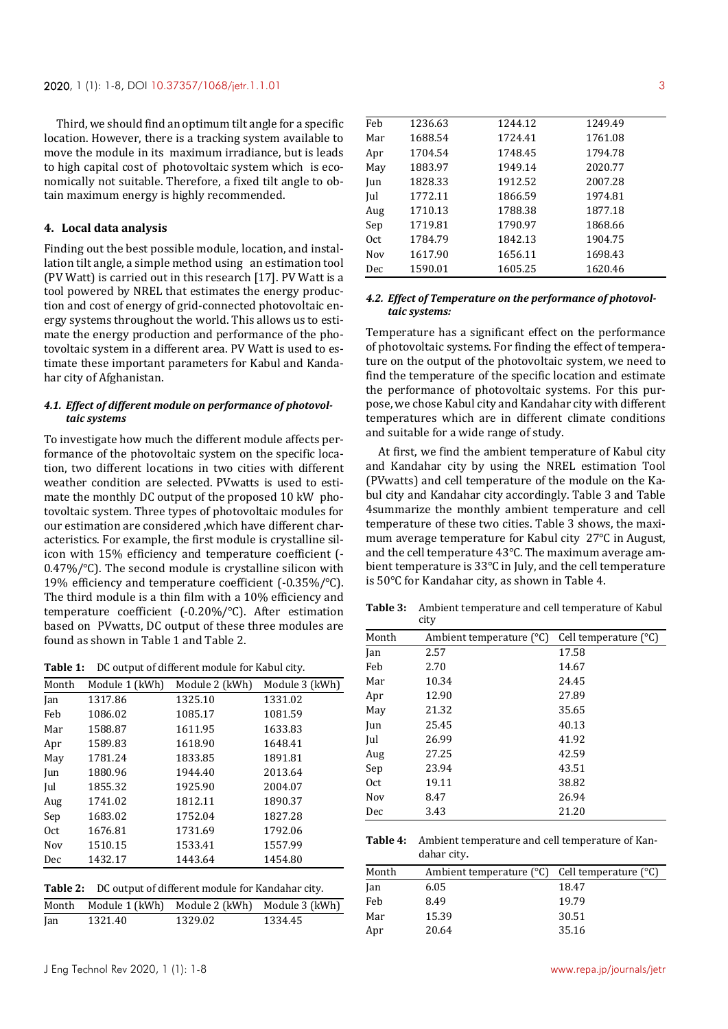Third, we should find an optimum tilt angle for a specific location. However, there is a tracking system available to move the module in its maximum irradiance, but is leads to high capital cost of photovoltaic system which is economically not suitable. Therefore, a fixed tilt angle to obtain maximum energy is highly recommended.

## 4. Local data analysis

Finding out the best possible module, location, and installation tilt angle, a simple method using an estimation tool (PV Watt) is carried out in this research [17]. PV Watt is a tool powered by NREL that estimates the energy production and cost of energy of grid-connected photovoltaic energy systems throughout the world. This allows us to estimate the energy production and performance of the photovoltaic system in a different area. PV Watt is used to estimate these important parameters for Kabul and Kandahar city of Afghanistan.

### 4.1. *Effect of different module on performance of photovoltaic systems*

To investigate how much the different module affects performance of the photovoltaic system on the specific location, two different locations in two cities with different weather condition are selected. PVwatts is used to estimate the monthly DC output of the proposed 10 kW photovoltaic system. Three types of photovoltaic modules for our estimation are considered ,which have different characteristics. For example, the first module is crystalline silicon with 15% efficiency and temperature coefficient (-0.47%/°C). The second module is crystalline silicon with 19% efficiency and temperature coefficient (-0.35%/°C). The third module is a thin film with a 10% efficiency and temperature coefficient (-0.20%/°C). After estimation based on PVwatts, DC output of these three modules are found as shown in Table 1 and Table 2.

**Table 1:** DC output of different module for Kabul city.

| Month | Module 1 (kWh) | Module 2 (kWh) | Module 3 (kWh) |
|---|---|---|---|
| Jan | 1317.86 | 1325.10 | 1331.02 |
| Feb | 1086.02 | 1085.17 | 1081.59 |
| Mar | 1588.87 | 1611.95 | 1633.83 |
| Apr | 1589.83 | 1618.90 | 1648.41 |
| May | 1781.24 | 1833.85 | 1891.81 |
| Jun | 1880.96 | 1944.40 | 2013.64 |
| Jul | 1855.32 | 1925.90 | 2004.07 |
| Aug | 1741.02 | 1812.11 | 1890.37 |
| Sep | 1683.02 | 1752.04 | 1827.28 |
| Oct | 1676.81 | 1731.69 | 1792.06 |
| Nov | 1510.15 | 1533.41 | 1557.99 |
| Dec | 1432.17 | 1443.64 | 1454.80 |

**Table 2:** DC output of different module for Kandahar city.

| Month | Module 1 (kWh) | Module 2 (kWh) | Module 3 (kWh) |
|---|---|---|---|
| Jan | 1321.40 | 1329.02 | 1334.45 |
| Feb | 1236.63 | 1244.12 | 1249.49 |
| Mar | 1688.54 | 1724.41 | 1761.08 |
| Apr | 1704.54 | 1748.45 | 1794.78 |
| May | 1883.97 | 1949.14 | 2020.77 |
| Jun | 1828.33 | 1912.52 | 2007.28 |
| Jul | 1772.11 | 1866.59 | 1974.81 |
| Aug | 1710.13 | 1788.38 | 1877.18 |
| Sep | 1719.81 | 1790.97 | 1868.66 |
| Oct | 1784.79 | 1842.13 | 1904.75 |
| Nov | 1617.90 | 1656.11 | 1698.43 |
| Dec | 1590.01 | 1605.25 | 1620.46 |

### 4.2. *Effect of Temperature on the performance of photovoltaic systems:*

Temperature has a significant effect on the performance of photovoltaic systems. For finding the effect of temperature on the output of the photovoltaic system, we need to find the temperature of the specific location and estimate the performance of photovoltaic systems. For this purpose, we chose Kabul city and Kandahar city with different temperatures which are in different climate conditions and suitable for a wide range of study.

At first, we find the ambient temperature of Kabul city and Kandahar city by using the NREL estimation Tool (PVwatts) and cell temperature of the module on the Kabul city and Kandahar city accordingly. Table 3 and Table 4summarize the monthly ambient temperature and cell temperature of these two cities. Table 3 shows, the maximum average temperature for Kabul city 27°C in August, and the cell temperature 43°C. The maximum average ambient temperature is 33°C in July, and the cell temperature is 50°C for Kandahar city, as shown in Table 4.

**Table 3:** Ambient temperature and cell temperature of Kabul city

| Month | Ambient temperature (°C) | Cell temperature (°C) |
|---|---|---|
| Jan | 2.57 | 17.58 |
| Feb | 2.70 | 14.67 |
| Mar | 10.34 | 24.45 |
| Apr | 12.90 | 27.89 |
| May | 21.32 | 35.65 |
| Jun | 25.45 | 40.13 |
| Jul | 26.99 | 41.92 |
| Aug | 27.25 | 42.59 |
| Sep | 23.94 | 43.51 |
| Oct | 19.11 | 38.82 |
| Nov | 8.47 | 26.94 |
| Dec | 3.43 | 21.20 |

**Table 4:** Ambient temperature and cell temperature of Kandahar city.

| Month | Ambient temperature (°C) | Cell temperature (°C) |
|---|---|---|
| Jan | 6.05 | 18.47 |
| Feb | 8.49 | 19.79 |
| Mar | 15.39 | 30.51 |
| Apr | 20.64 | 35.16 |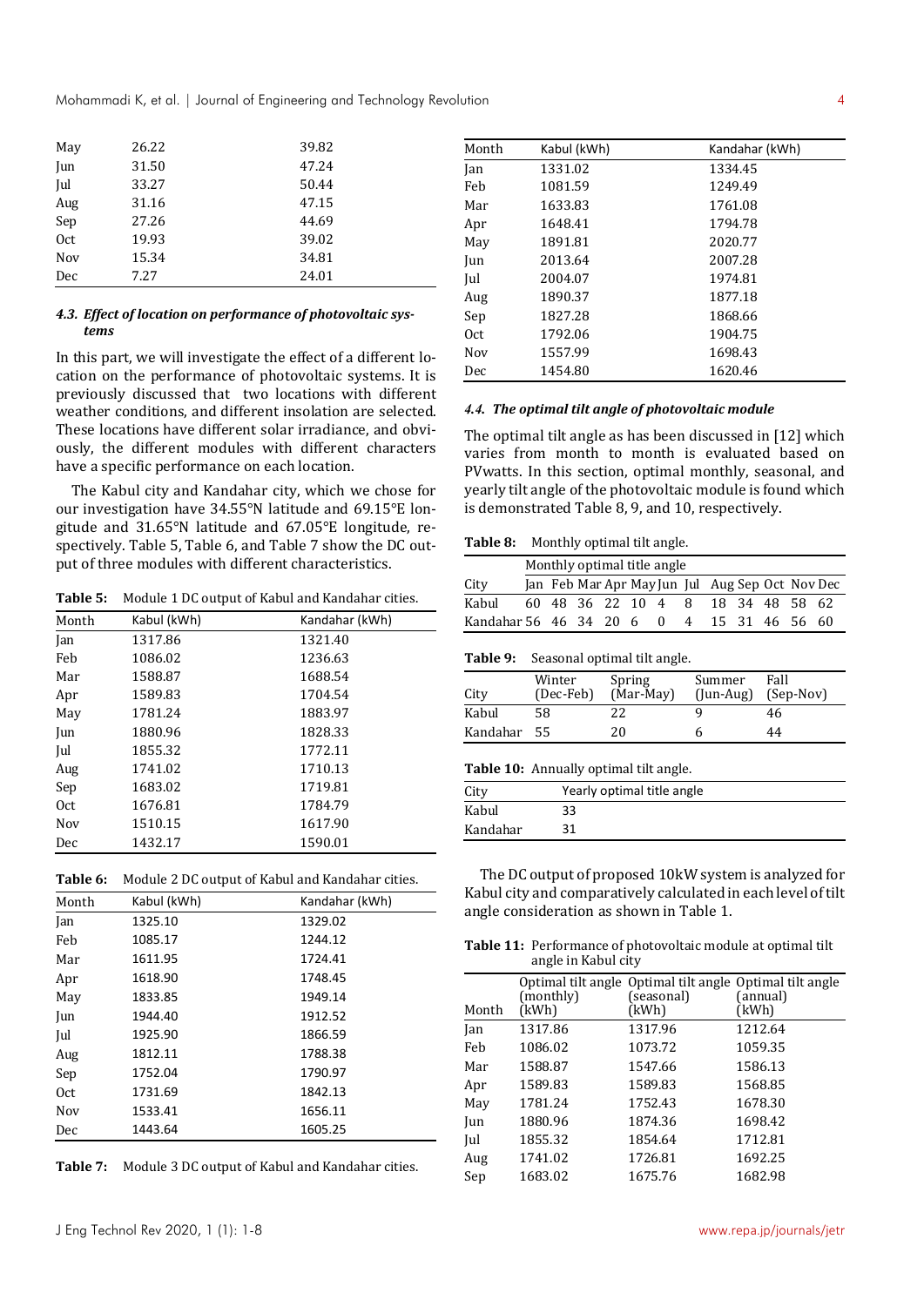| May | 26.22 | 39.82 |
|---|---|---|
| Jun | 31.50 | 47.24 |
| Jul | 33.27 | 50.44 |
| Aug | 31.16 | 47.15 |
| Sep | 27.26 | 44.69 |
| Oct | 19.93 | 39.02 |
| Nov | 15.34 | 34.81 |
| Dec | 7.27 | 24.01 |

### 4.3. *Effect of location on performance of photovoltaic systems*

In this part, we will investigate the effect of a different location on the performance of photovoltaic systems. It is previously discussed that two locations with different weather conditions, and different insolation are selected. These locations have different solar irradiance, and obviously, the different modules with different characters have a specific performance on each location.

The Kabul city and Kandahar city, which we chose for our investigation have 34.55°N latitude and 69.15°E longitude and 31.65°N latitude and 67.05°E longitude, respectively. Table 5, Table 6, and Table 7 show the DC output of three modules with different characteristics.

**Table 5:** Module 1 DC output of Kabul and Kandahar cities.

| Month | Kabul (kWh) | Kandahar (kWh) |
|---|---|---|
| Jan | 1317.86 | 1321.40 |
| Feb | 1086.02 | 1236.63 |
| Mar | 1588.87 | 1688.54 |
| Apr | 1589.83 | 1704.54 |
| May | 1781.24 | 1883.97 |
| Jun | 1880.96 | 1828.33 |
| Jul | 1855.32 | 1772.11 |
| Aug | 1741.02 | 1710.13 |
| Sep | 1683.02 | 1719.81 |
| Oct | 1676.81 | 1784.79 |
| Nov | 1510.15 | 1617.90 |
| Dec | 1432.17 | 1590.01 |

**Table 6:** Module 2 DC output of Kabul and Kandahar cities.

| Month | Kabul (kWh) | Kandahar (kWh) |
|---|---|---|
| Jan | 1325.10 | 1329.02 |
| Feb | 1085.17 | 1244.12 |
| Mar | 1611.95 | 1724.41 |
| Apr | 1618.90 | 1748.45 |
| May | 1833.85 | 1949.14 |
| Jun | 1944.40 | 1912.52 |
| Jul | 1925.90 | 1866.59 |
| Aug | 1812.11 | 1788.38 |
| Sep | 1752.04 | 1790.97 |
| Oct | 1731.69 | 1842.13 |
| Nov | 1533.41 | 1656.11 |
| Dec | 1443.64 | 1605.25 |

**Table 7:** Module 3 DC output of Kabul and Kandahar cities.

| Month | Kabul (kWh) | Kandahar (kWh) |
|---|---|---|
| Jan | 1331.02 | 1334.45 |
| Feb | 1081.59 | 1249.49 |
| Mar | 1633.83 | 1761.08 |
| Apr | 1648.41 | 1794.78 |
| May | 1891.81 | 2020.77 |
| Jun | 2013.64 | 2007.28 |
| Jul | 2004.07 | 1974.81 |
| Aug | 1890.37 | 1877.18 |
| Sep | 1827.28 | 1868.66 |
| Oct | 1792.06 | 1904.75 |
| Nov | 1557.99 | 1698.43 |
| Dec | 1454.80 | 1620.46 |

### 4.4. *The optimal tilt angle of photovoltaic module*

The optimal tilt angle as has been discussed in [12] which varies from month to month is evaluated based on PVwatts. In this section, optimal monthly, seasonal, and yearly tilt angle of the photovoltaic module is found which is demonstrated Table 8, 9, and 10, respectively.

**Table 8:** Monthly optimal tilt angle.

| | Monthly optimal title angle | | | | | | | | | | | |
|---|---|---|---|---|---|---|---|---|---|---|---|---|
| City | Jan | Feb | Mar | Apr | May | Jun | Jul | Aug | Sep | Oct | Nov | Dec |
| Kabul | 60 | 48 | 36 | 22 | 10 | 4 | 8 | 18 | 34 | 48 | 58 | 62 |
| Kandahar | 56 | 46 | 34 | 20 | 6 | 0 | 4 | 15 | 31 | 46 | 56 | 60 |

**Table 9:** Seasonal optimal tilt angle.

| City | Winter (Dec-Feb) | Spring (Mar-May) | Summer (Jun-Aug) | Fall (Sep-Nov) |
|---|---|---|---|---|
| Kabul | 58 | 22 | 9 | 46 |
| Kandahar | 55 | 20 | 6 | 44 |

**Table 10:** Annually optimal tilt angle.

| City | Yearly optimal title angle |
|---|---|
| Kabul | 33 |
| Kandahar | 31 |

The DC output of proposed 10kW system is analyzed for Kabul city and comparatively calculated in each level of tilt angle consideration as shown in Table 1.

**Table 11:** Performance of photovoltaic module at optimal tilt angle in Kabul city

| Month | Optimal tilt angle (monthly) (kWh) | Optimal tilt angle (seasonal) (kWh) | Optimal tilt angle (annual) (kWh) |
|---|---|---|---|
| Jan | 1317.86 | 1317.96 | 1212.64 |
| Feb | 1086.02 | 1073.72 | 1059.35 |
| Mar | 1588.87 | 1547.66 | 1586.13 |
| Apr | 1589.83 | 1589.83 | 1568.85 |
| May | 1781.24 | 1752.43 | 1678.30 |
| Jun | 1880.96 | 1874.36 | 1698.42 |
| Jul | 1855.32 | 1854.64 | 1712.81 |
| Aug | 1741.02 | 1726.81 | 1692.25 |
| Sep | 1683.02 | 1675.76 | 1682.98 |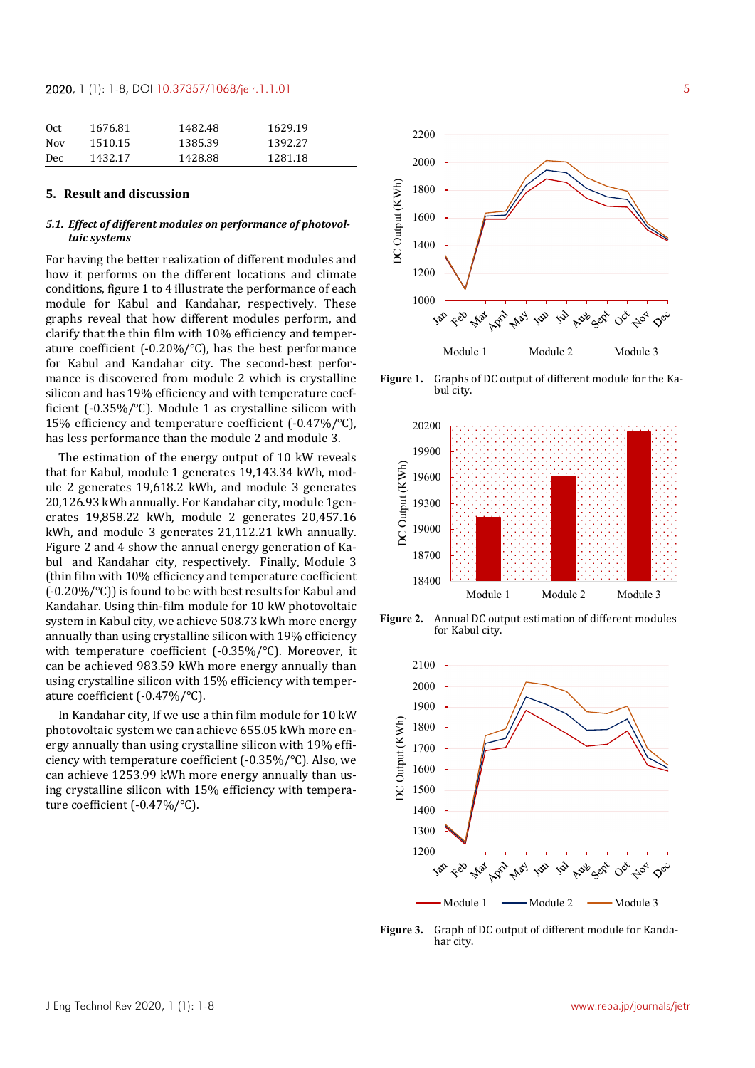| | | | |
|---|---|---|---|
| Oct | 1676.81 | 1482.48 | 1629.19 |
| Nov | 1510.15 | 1385.39 | 1392.27 |
| Dec | 1432.17 | 1428.88 | 1281.18 |

## 5. Result and discussion

### *5.1. Effect of different modules on performance of photovoltaic systems*

For having the better realization of different modules and how it performs on the different locations and climate conditions, figure 1 to 4 illustrate the performance of each module for Kabul and Kandahar, respectively. These graphs reveal that how different modules perform, and clarify that the thin film with 10% efficiency and temperature coefficient (-0.20%/℃), has the best performance for Kabul and Kandahar city. The second-best performance is discovered from module 2 which is crystalline silicon and has 19% efficiency and with temperature coefficient (-0.35%/℃). Module 1 as crystalline silicon with 15% efficiency and temperature coefficient (-0.47%/℃), has less performance than the module 2 and module 3.

The estimation of the energy output of 10 kW reveals that for Kabul, module 1 generates 19,143.34 kWh, module 2 generates 19,618.2 kWh, and module 3 generates 20,126.93 kWh annually. For Kandahar city, module 1generates 19,858.22 kWh, module 2 generates 20,457.16 kWh, and module 3 generates 21,112.21 kWh annually. Figure 2 and 4 show the annual energy generation of Kabul and Kandahar city, respectively. Finally, Module 3 (thin film with 10% efficiency and temperature coefficient (-0.20%/℃)) is found to be with best results for Kabul and Kandahar. Using thin-film module for 10 kW photovoltaic system in Kabul city, we achieve 508.73 kWh more energy annually than using crystalline silicon with 19% efficiency with temperature coefficient (-0.35%/℃). Moreover, it can be achieved 983.59 kWh more energy annually than using crystalline silicon with 15% efficiency with temperature coefficient (-0.47%/℃).

In Kandahar city, If we use a thin film module for 10 kW photovoltaic system we can achieve 655.05 kWh more energy annually than using crystalline silicon with 19% efficiency with temperature coefficient (-0.35%/℃). Also, we can achieve 1253.99 kWh more energy annually than using crystalline silicon with 15% efficiency with temperature coefficient (-0.47%/℃).

**Figure 1.** Graphs of DC output of different module for the Kabul city.

**Figure 2.** Annual DC output estimation of different modules for Kabul city.

**Figure 3.** Graph of DC output of different module for Kandahar city.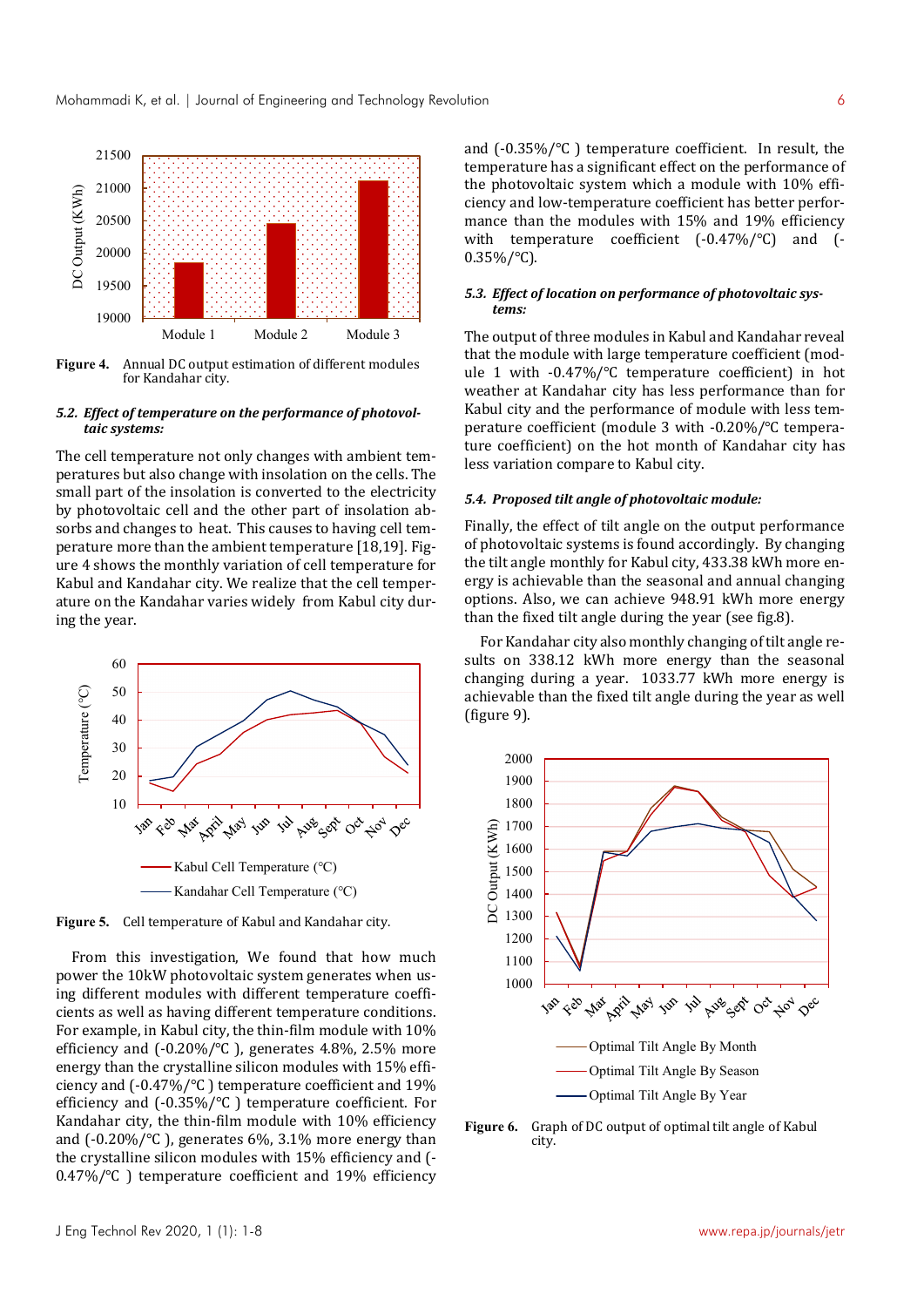**Figure 4.** Annual DC output estimation of different modules for Kandahar city.

### *5.2. Effect of temperature on the performance of photovoltaic systems:*

The cell temperature not only changes with ambient temperatures but also change with insolation on the cells. The small part of the insolation is converted to the electricity by photovoltaic cell and the other part of insolation absorbs and changes to heat. This causes to having cell temperature more than the ambient temperature [18,19]. Figure 4 shows the monthly variation of cell temperature for Kabul and Kandahar city. We realize that the cell temperature on the Kandahar varies widely from Kabul city during the year.

**Figure 5.** Cell temperature of Kabul and Kandahar city.

From this investigation, We found that how much power the 10kW photovoltaic system generates when using different modules with different temperature coefficients as well as having different temperature conditions. For example, in Kabul city, the thin-film module with 10% efficiency and (-0.20%/℃ ), generates 4.8%, 2.5% more energy than the crystalline silicon modules with 15% efficiency and (-0.47%/℃ ) temperature coefficient and 19% efficiency and (-0.35%/℃ ) temperature coefficient. For Kandahar city, the thin-film module with 10% efficiency and (-0.20%/℃ ), generates 6%, 3.1% more energy than the crystalline silicon modules with 15% efficiency and (-0.47%/℃ ) temperature coefficient and 19% efficiency and (-0.35%/℃ ) temperature coefficient. In result, the temperature has a significant effect on the performance of the photovoltaic system which a module with 10% efficiency and low-temperature coefficient has better performance than the modules with 15% and 19% efficiency with temperature coefficient (-0.47%/℃) and (-0.35%/℃).

### *5.3. Effect of location on performance of photovoltaic systems:*

The output of three modules in Kabul and Kandahar reveal that the module with large temperature coefficient (module 1 with -0.47%/℃ temperature coefficient) in hot weather at Kandahar city has less performance than for Kabul city and the performance of module with less temperature coefficient (module 3 with -0.20%/℃ temperature coefficient) on the hot month of Kandahar city has less variation compare to Kabul city.

### *5.4. Proposed tilt angle of photovoltaic module:*

Finally, the effect of tilt angle on the output performance of photovoltaic systems is found accordingly. By changing the tilt angle monthly for Kabul city, 433.38 kWh more energy is achievable than the seasonal and annual changing options. Also, we can achieve 948.91 kWh more energy than the fixed tilt angle during the year (see fig.8).

For Kandahar city also monthly changing of tilt angle results on 338.12 kWh more energy than the seasonal changing during a year. 1033.77 kWh more energy is achievable than the fixed tilt angle during the year as well (figure 9).

**Figure 6.** Graph of DC output of optimal tilt angle of Kabul city.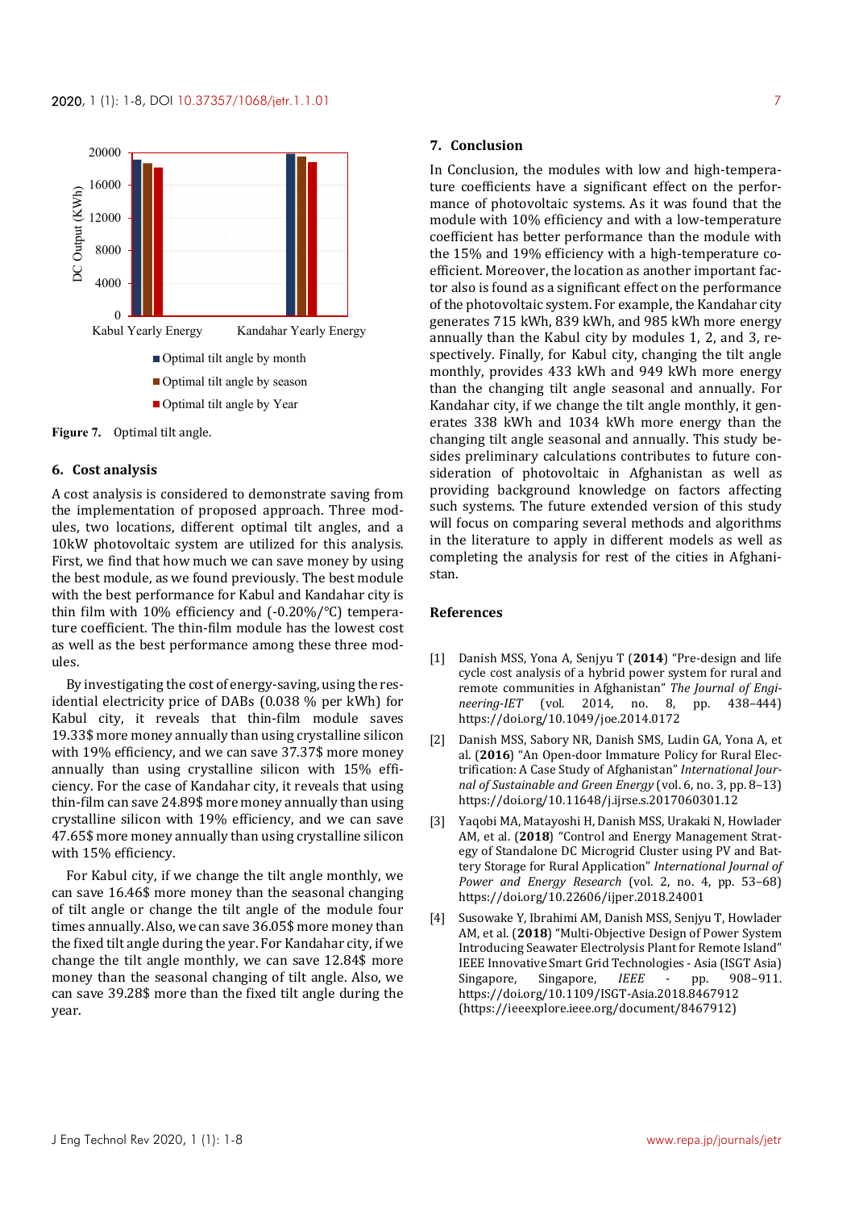Figure 7. Optimal tilt angle.

## 6. Cost analysis

A cost analysis is considered to demonstrate saving from the implementation of proposed approach. Three modules, two locations, different optimal tilt angles, and a 10kW photovoltaic system are utilized for this analysis. First, we find that how much we can save money by using the best module, as we found previously. The best module with the best performance for Kabul and Kandahar city is thin film with 10% efficiency and (-0.20%/°C) temperature coefficient. The thin-film module has the lowest cost as well as the best performance among these three modules.

By investigating the cost of energy-saving, using the residential electricity price of DABs (0.038 % per kWh) for Kabul city, it reveals that thin-film module saves 19.33$ more money annually than using crystalline silicon with 19% efficiency, and we can save 37.37$ more money annually than using crystalline silicon with 15% efficiency. For the case of Kandahar city, it reveals that using thin-film can save 24.89$ more money annually than using crystalline silicon with 19% efficiency, and we can save 47.65$ more money annually than using crystalline silicon with 15% efficiency.

For Kabul city, if we change the tilt angle monthly, we can save 16.46$ more money than the seasonal changing of tilt angle or change the tilt angle of the module four times annually. Also, we can save 36.05$ more money than the fixed tilt angle during the year. For Kandahar city, if we change the tilt angle monthly, we can save 12.84$ more money than the seasonal changing of tilt angle. Also, we can save 39.28$ more than the fixed tilt angle during the year.

## 7. Conclusion

In Conclusion, the modules with low and high-temperature coefficients have a significant effect on the performance of photovoltaic systems. As it was found that the module with 10% efficiency and with a low-temperature coefficient has better performance than the module with the 15% and 19% efficiency with a high-temperature coefficient. Moreover, the location as another important factor also is found as a significant effect on the performance of the photovoltaic system. For example, the Kandahar city generates 715 kWh, 839 kWh, and 985 kWh more energy annually than the Kabul city by modules 1, 2, and 3, respectively. Finally, for Kabul city, changing the tilt angle monthly, provides 433 kWh and 949 kWh more energy than the changing tilt angle seasonal and annually. For Kandahar city, if we change the tilt angle monthly, it generates 338 kWh and 1034 kWh more energy than the changing tilt angle seasonal and annually. This study besides preliminary calculations contributes to future consideration of photovoltaic in Afghanistan as well as providing background knowledge on factors affecting such systems. The future extended version of this study will focus on comparing several methods and algorithms in the literature to apply in different models as well as completing the analysis for rest of the cities in Afghanistan.

## References

[1] Danish MSS, Yona A, Senjyu T (**2014**) "Pre-design and life cycle cost analysis of a hybrid power system for rural and remote communities in Afghanistan" *The Journal of Engineering-IET* (vol. 2014, no. 8, pp. 438–444) https://doi.org/10.1049/joe.2014.0172

[2] Danish MSS, Sabory NR, Danish SMS, Ludin GA, Yona A, et al. (**2016**) "An Open-door Immature Policy for Rural Electrification: A Case Study of Afghanistan" *International Journal of Sustainable and Green Energy* (vol. 6, no. 3, pp. 8–13) https://doi.org/10.11648/j.ijrse.2017060301.12

[3] Yaqobi MA, Matayoshi H, Danish MSS, Urakaki N, Howlader AM, et al. (**2018**) "Control and Energy Management Strategy of Standalone DC Microgrid Cluster using PV and Battery Storage for Rural Application" *International Journal of Power and Energy Research* (vol. 2, no. 4, pp. 53–68) https://doi.org/10.22606/ijper.2018.24001

[4] Susowake Y, Ibrahimi AM, Danish MSS, Senjyu T, Howlader AM, et al. (**2018**) "Multi-Objective Design of Power System Introducing Seawater Electrolysis Plant for Remote Island" IEEE Innovative Smart Grid Technologies - Asia (ISGT Asia) Singapore, Singapore, *IEEE* - pp. 908–911. https://doi.org/10.1109/ISGT-Asia.2018.8467912 (https://ieeexplore.ieee.org/document/8467912)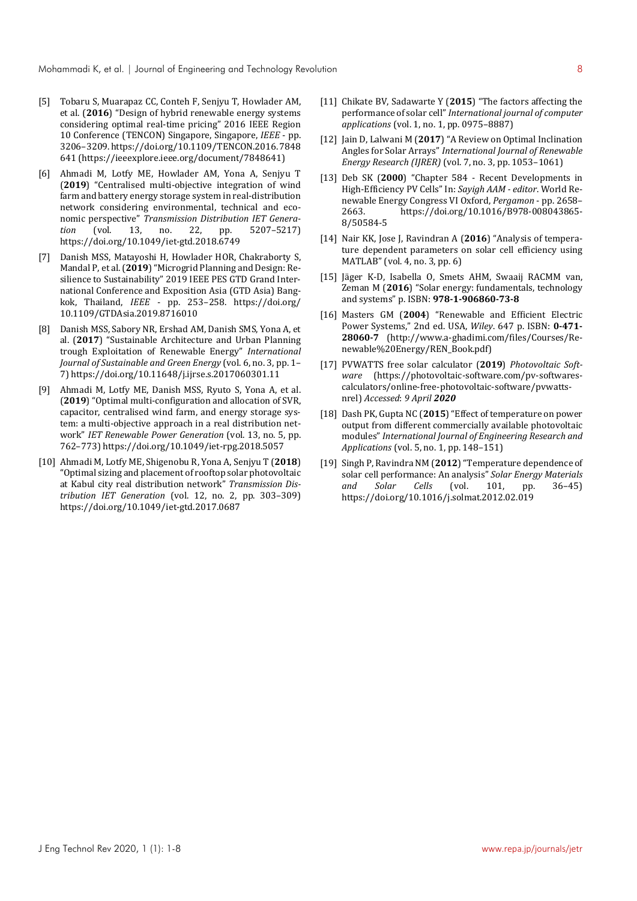[5] Tobaru S, Muarapaz CC, Conteh F, Senjyu T, Howlader AM, et al. (**2016**) "Design of hybrid renewable energy systems considering optimal real-time pricing" 2016 IEEE Region 10 Conference (TENCON) Singapore, Singapore, *IEEE* - pp. 3206–3209. https://doi.org/10.1109/TENCON.2016.7848641 (https://ieeexplore.ieee.org/document/7848641)

[6] Ahmadi M, Lotfy ME, Howlader AM, Yona A, Senjyu T (**2019**) "Centralised multi-objective integration of wind farm and battery energy storage system in real-distribution network considering environmental, technical and economic perspective" *Transmission Distribution IET Generation* (vol. 13, no. 22, pp. 5207–5217) https://doi.org/10.1049/iet-gtd.2018.6749

[7] Danish MSS, Matayoshi H, Howlader HOR, Chakraborty S, Mandal P, et al. (**2019**) "Microgrid Planning and Design: Resilience to Sustainability" 2019 IEEE PES GTD Grand International Conference and Exposition Asia (GTD Asia) Bangkok, Thailand, *IEEE* - pp. 253–258. https://doi.org/10.1109/GTDAsia.2019.8716010

[8] Danish MSS, Sabory NR, Ershad AM, Danish SMS, Yona A, et al. (**2017**) "Sustainable Architecture and Urban Planning trough Exploitation of Renewable Energy" *International Journal of Sustainable and Green Energy* (vol. 6, no. 3, pp. 1–7) https://doi.org/10.11648/j.ijrse.s.2017060301.11

[9] Ahmadi M, Lotfy ME, Danish MSS, Ryuto S, Yona A, et al. (**2019**) "Optimal multi-configuration and allocation of SVR, capacitor, centralised wind farm, and energy storage system: a multi-objective approach in a real distribution network" *IET Renewable Power Generation* (vol. 13, no. 5, pp. 762–773) https://doi.org/10.1049/iet-rpg.2018.5057

[10] Ahmadi M, Lotfy ME, Shigenobu R, Yona A, Senjyu T (**2018**) "Optimal sizing and placement of rooftop solar photovoltaic at Kabul city real distribution network" *Transmission Distribution IET Generation* (vol. 12, no. 2, pp. 303–309) https://doi.org/10.1049/iet-gtd.2017.0687

[11] Chikate BV, Sadawarte Y (**2015**) "The factors affecting the performance of solar cell" *International journal of computer applications* (vol. 1, no. 1, pp. 0975–8887)

[12] Jain D, Lalwani M (**2017**) "A Review on Optimal Inclination Angles for Solar Arrays" *International Journal of Renewable Energy Research (IJRER)* (vol. 7, no. 3, pp. 1053–1061)

[13] Deb SK (**2000**) "Chapter 584 - Recent Developments in High-Efficiency PV Cells" In: *Sayigh AAM - editor*. World Renewable Energy Congress VI Oxford, *Pergamon* - pp. 2658–2663. https://doi.org/10.1016/B978-008043865-8/50584-5

[14] Nair KK, Jose J, Ravindran A (**2016**) "Analysis of temperature dependent parameters on solar cell efficiency using MATLAB" (vol. 4, no. 3, pp. 6)

[15] Jäger K-D, Isabella O, Smets AHM, Swaaij RACMM van, Zeman M (**2016**) "Solar energy: fundamentals, technology and systems" p. ISBN: **978-1-906860-73-8**

[16] Masters GM (**2004**) "Renewable and Efficient Electric Power Systems," 2nd ed. USA, *Wiley*. 647 p. ISBN: **0-471-28060-7** (http://www.a-ghadimi.com/files/Courses/Renewable%20Energy/REN_Book.pdf)

[17] PVWATTS free solar calculator (**2019**) *Photovoltaic Software* (https://photovoltaic-software.com/pv-softwares-calculators/online-free-photovoltaic-software/pvwatts-nrel) *Accessed*: *9 April **2020***

[18] Dash PK, Gupta NC (**2015**) "Effect of temperature on power output from different commercially available photovoltaic modules" *International Journal of Engineering Research and Applications* (vol. 5, no. 1, pp. 148–151)

[19] Singh P, Ravindra NM (**2012**) "Temperature dependence of solar cell performance: An analysis" *Solar Energy Materials and Solar Cells* (vol. 101, pp. 36–45) https://doi.org/10.1016/j.solmat.2012.02.019